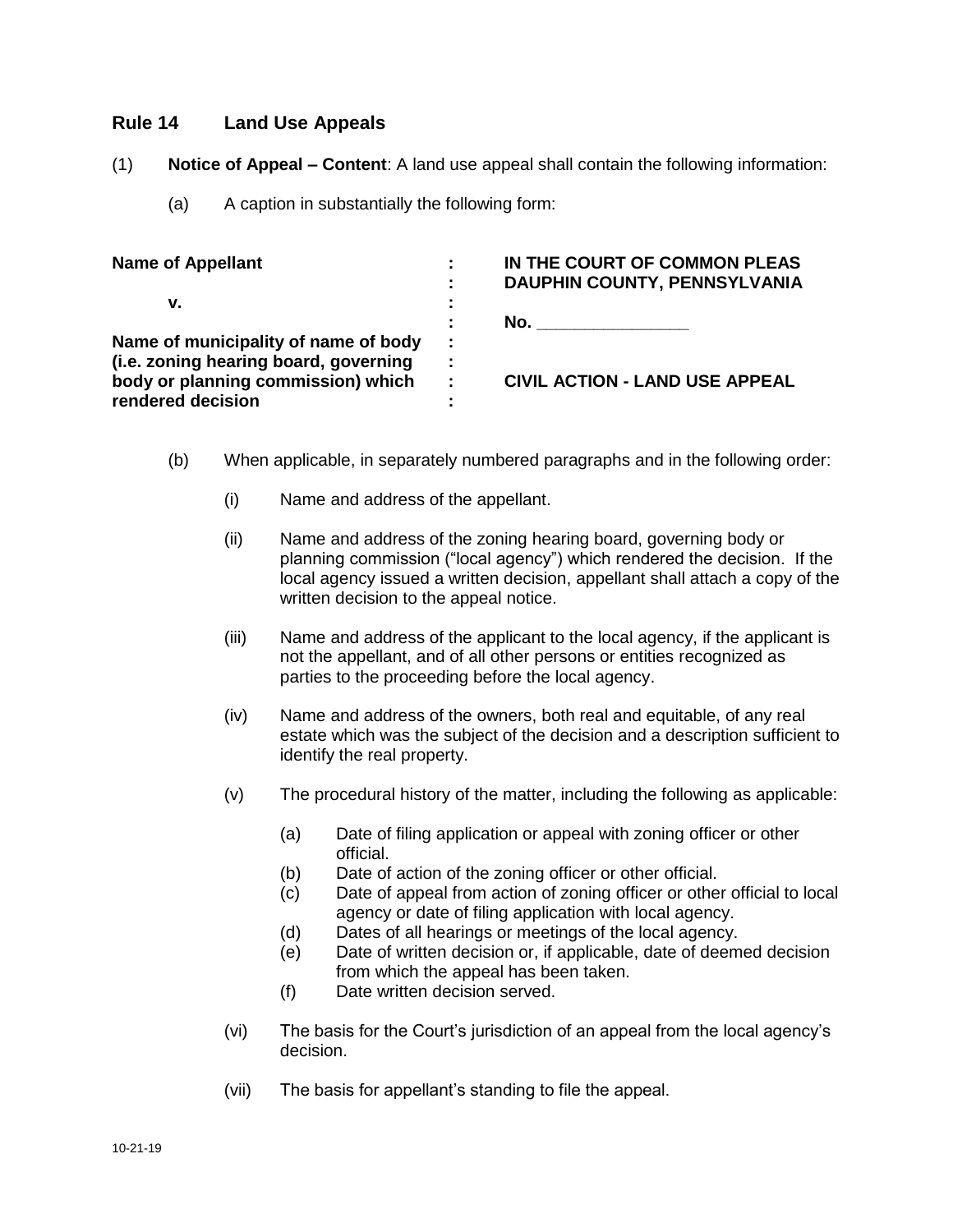## Rule 14 Land Use Appeals

(1) **Notice of Appeal – Content**: A land use appeal shall contain the following information:

(a) A caption in substantially the following form:

| | | |
|---|---|---|
| **Name of Appellant** | **:** | **IN THE COURT OF COMMON PLEAS** |
| | **:** | **DAUPHIN COUNTY, PENNSYLVANIA** |
| **v.** | **:** | |
| | **:** | **No. \_\_\_\_\_\_\_\_\_\_\_\_\_\_\_\_** |
| **Name of municipality of name of body** | **:** | |
| **(i.e. zoning hearing board, governing** | **:** | |
| **body or planning commission) which** | **:** | **CIVIL ACTION - LAND USE APPEAL** |
| **rendered decision** | **:** | |

(b) When applicable, in separately numbered paragraphs and in the following order:

(i) Name and address of the appellant.

(ii) Name and address of the zoning hearing board, governing body or planning commission ("local agency") which rendered the decision. If the local agency issued a written decision, appellant shall attach a copy of the written decision to the appeal notice.

(iii) Name and address of the applicant to the local agency, if the applicant is not the appellant, and of all other persons or entities recognized as parties to the proceeding before the local agency.

(iv) Name and address of the owners, both real and equitable, of any real estate which was the subject of the decision and a description sufficient to identify the real property.

(v) The procedural history of the matter, including the following as applicable:

(a) Date of filing application or appeal with zoning officer or other official.
(b) Date of action of the zoning officer or other official.
(c) Date of appeal from action of zoning officer or other official to local agency or date of filing application with local agency.
(d) Dates of all hearings or meetings of the local agency.
(e) Date of written decision or, if applicable, date of deemed decision from which the appeal has been taken.
(f) Date written decision served.

(vi) The basis for the Court's jurisdiction of an appeal from the local agency's decision.

(vii) The basis for appellant's standing to file the appeal.

10-21-19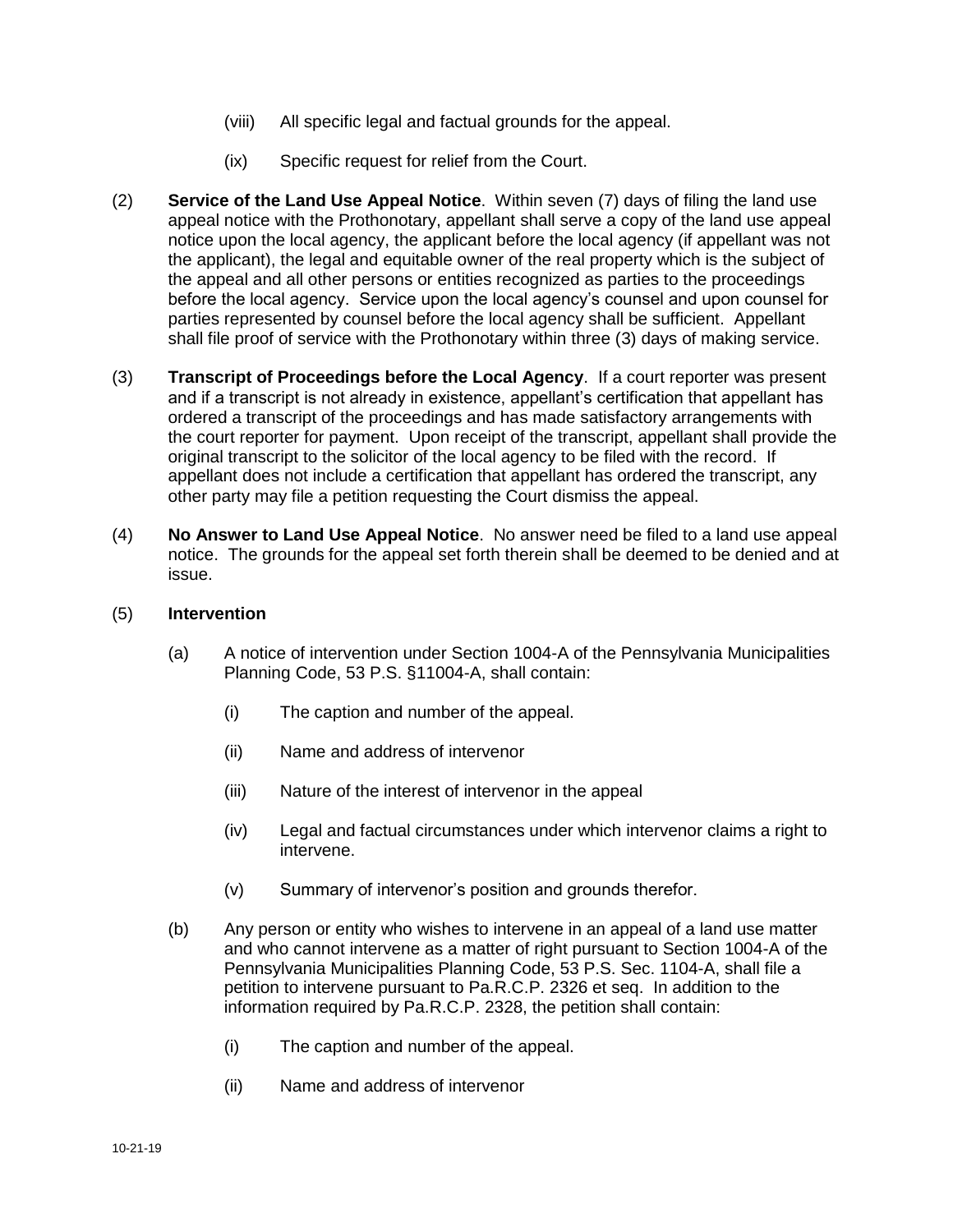(viii) All specific legal and factual grounds for the appeal.

(ix) Specific request for relief from the Court.

(2) **Service of the Land Use Appeal Notice**. Within seven (7) days of filing the land use appeal notice with the Prothonotary, appellant shall serve a copy of the land use appeal notice upon the local agency, the applicant before the local agency (if appellant was not the applicant), the legal and equitable owner of the real property which is the subject of the appeal and all other persons or entities recognized as parties to the proceedings before the local agency. Service upon the local agency's counsel and upon counsel for parties represented by counsel before the local agency shall be sufficient. Appellant shall file proof of service with the Prothonotary within three (3) days of making service.

(3) **Transcript of Proceedings before the Local Agency**. If a court reporter was present and if a transcript is not already in existence, appellant's certification that appellant has ordered a transcript of the proceedings and has made satisfactory arrangements with the court reporter for payment. Upon receipt of the transcript, appellant shall provide the original transcript to the solicitor of the local agency to be filed with the record. If appellant does not include a certification that appellant has ordered the transcript, any other party may file a petition requesting the Court dismiss the appeal.

(4) **No Answer to Land Use Appeal Notice**. No answer need be filed to a land use appeal notice. The grounds for the appeal set forth therein shall be deemed to be denied and at issue.

(5) **Intervention**

(a) A notice of intervention under Section 1004-A of the Pennsylvania Municipalities Planning Code, 53 P.S. §11004-A, shall contain:

(i) The caption and number of the appeal.

(ii) Name and address of intervenor

(iii) Nature of the interest of intervenor in the appeal

(iv) Legal and factual circumstances under which intervenor claims a right to intervene.

(v) Summary of intervenor's position and grounds therefor.

(b) Any person or entity who wishes to intervene in an appeal of a land use matter and who cannot intervene as a matter of right pursuant to Section 1004-A of the Pennsylvania Municipalities Planning Code, 53 P.S. Sec. 1104-A, shall file a petition to intervene pursuant to Pa.R.C.P. 2326 et seq. In addition to the information required by Pa.R.C.P. 2328, the petition shall contain:

(i) The caption and number of the appeal.

(ii) Name and address of intervenor

10-21-19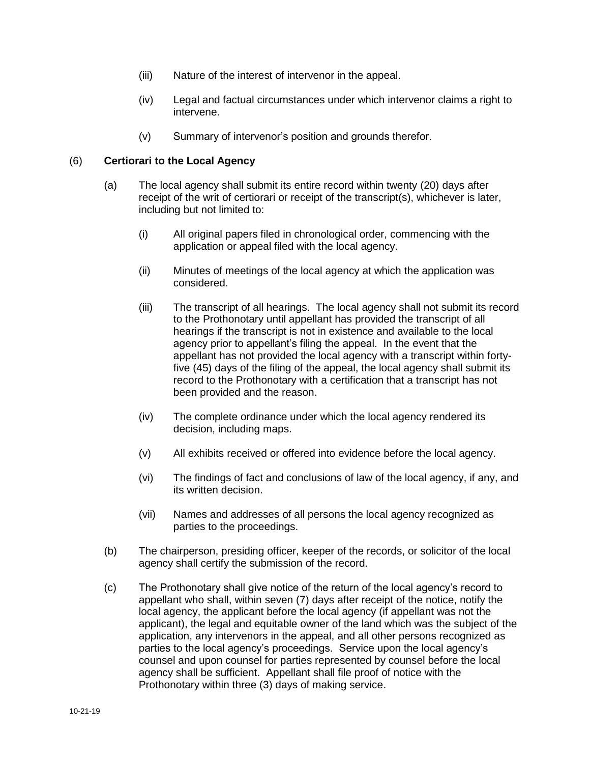(iii) Nature of the interest of intervenor in the appeal.

(iv) Legal and factual circumstances under which intervenor claims a right to intervene.

(v) Summary of intervenor's position and grounds therefor.

(6) **Certiorari to the Local Agency**

(a) The local agency shall submit its entire record within twenty (20) days after receipt of the writ of certiorari or receipt of the transcript(s), whichever is later, including but not limited to:

(i) All original papers filed in chronological order, commencing with the application or appeal filed with the local agency.

(ii) Minutes of meetings of the local agency at which the application was considered.

(iii) The transcript of all hearings. The local agency shall not submit its record to the Prothonotary until appellant has provided the transcript of all hearings if the transcript is not in existence and available to the local agency prior to appellant's filing the appeal. In the event that the appellant has not provided the local agency with a transcript within forty-five (45) days of the filing of the appeal, the local agency shall submit its record to the Prothonotary with a certification that a transcript has not been provided and the reason.

(iv) The complete ordinance under which the local agency rendered its decision, including maps.

(v) All exhibits received or offered into evidence before the local agency.

(vi) The findings of fact and conclusions of law of the local agency, if any, and its written decision.

(vii) Names and addresses of all persons the local agency recognized as parties to the proceedings.

(b) The chairperson, presiding officer, keeper of the records, or solicitor of the local agency shall certify the submission of the record.

(c) The Prothonotary shall give notice of the return of the local agency's record to appellant who shall, within seven (7) days after receipt of the notice, notify the local agency, the applicant before the local agency (if appellant was not the applicant), the legal and equitable owner of the land which was the subject of the application, any intervenors in the appeal, and all other persons recognized as parties to the local agency's proceedings. Service upon the local agency's counsel and upon counsel for parties represented by counsel before the local agency shall be sufficient. Appellant shall file proof of notice with the Prothonotary within three (3) days of making service.

10-21-19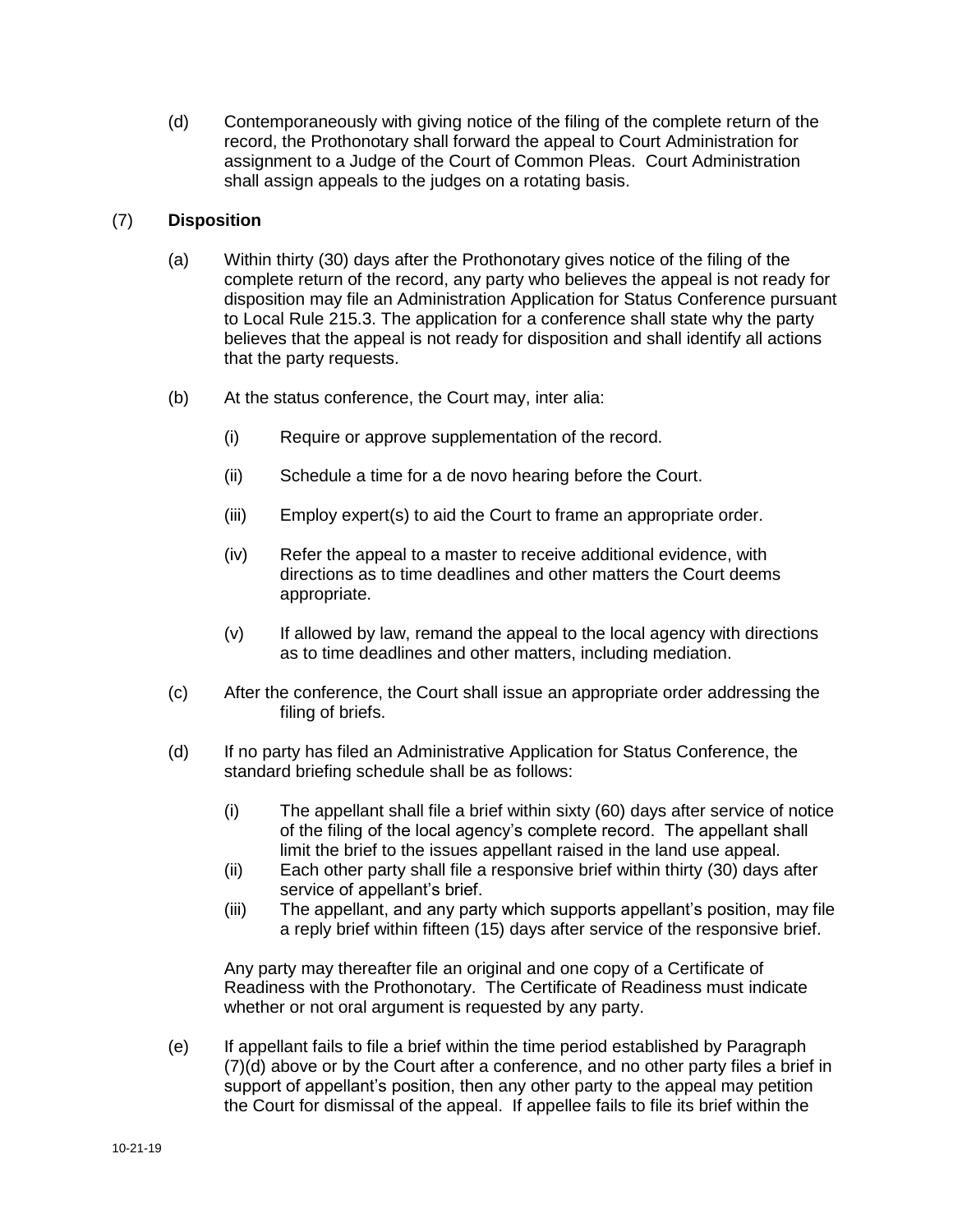(d) Contemporaneously with giving notice of the filing of the complete return of the record, the Prothonotary shall forward the appeal to Court Administration for assignment to a Judge of the Court of Common Pleas. Court Administration shall assign appeals to the judges on a rotating basis.

(7) **Disposition**

(a) Within thirty (30) days after the Prothonotary gives notice of the filing of the complete return of the record, any party who believes the appeal is not ready for disposition may file an Administration Application for Status Conference pursuant to Local Rule 215.3. The application for a conference shall state why the party believes that the appeal is not ready for disposition and shall identify all actions that the party requests.

(b) At the status conference, the Court may, inter alia:

(i) Require or approve supplementation of the record.

(ii) Schedule a time for a de novo hearing before the Court.

(iii) Employ expert(s) to aid the Court to frame an appropriate order.

(iv) Refer the appeal to a master to receive additional evidence, with directions as to time deadlines and other matters the Court deems appropriate.

(v) If allowed by law, remand the appeal to the local agency with directions as to time deadlines and other matters, including mediation.

(c) After the conference, the Court shall issue an appropriate order addressing the filing of briefs.

(d) If no party has filed an Administrative Application for Status Conference, the standard briefing schedule shall be as follows:

(i) The appellant shall file a brief within sixty (60) days after service of notice of the filing of the local agency's complete record. The appellant shall limit the brief to the issues appellant raised in the land use appeal.

(ii) Each other party shall file a responsive brief within thirty (30) days after service of appellant's brief.

(iii) The appellant, and any party which supports appellant's position, may file a reply brief within fifteen (15) days after service of the responsive brief.

Any party may thereafter file an original and one copy of a Certificate of Readiness with the Prothonotary. The Certificate of Readiness must indicate whether or not oral argument is requested by any party.

(e) If appellant fails to file a brief within the time period established by Paragraph (7)(d) above or by the Court after a conference, and no other party files a brief in support of appellant's position, then any other party to the appeal may petition the Court for dismissal of the appeal. If appellee fails to file its brief within the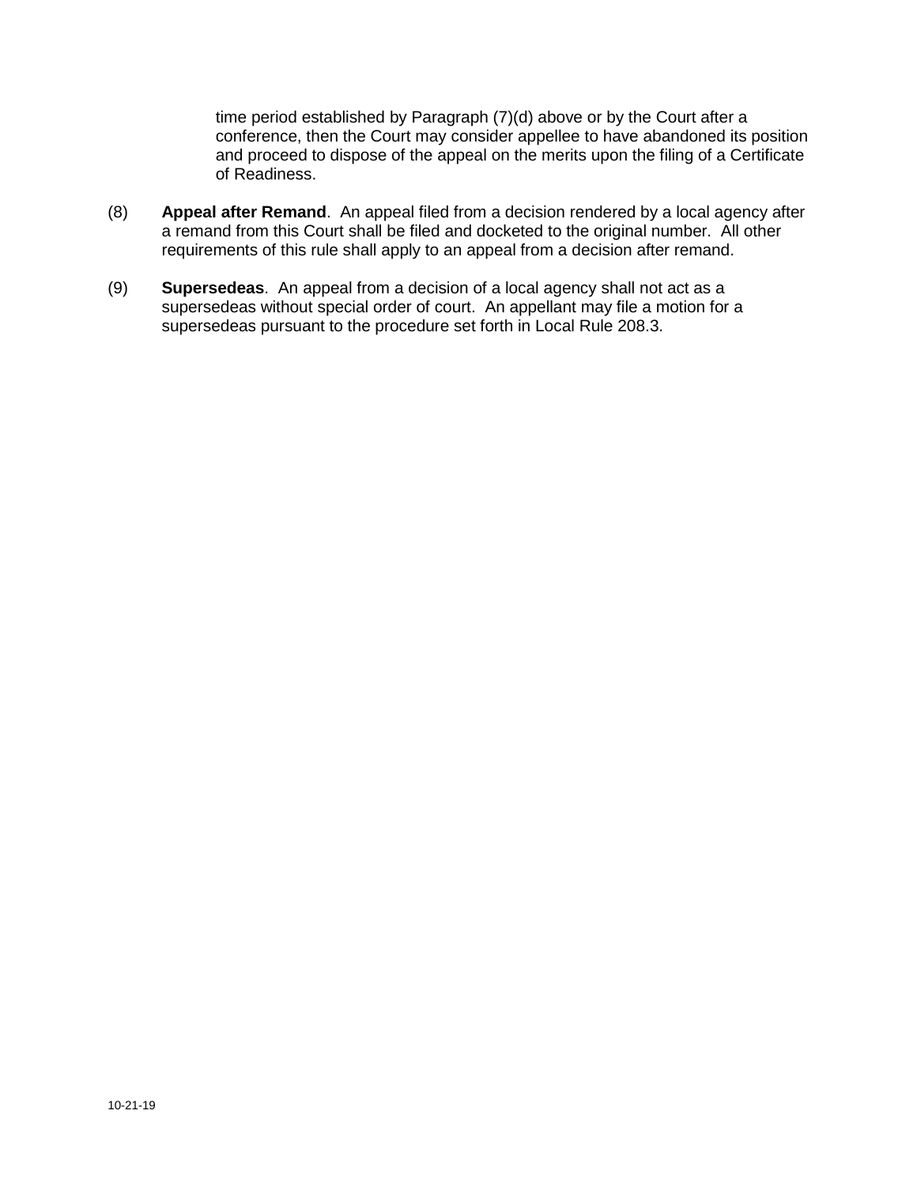time period established by Paragraph (7)(d) above or by the Court after a conference, then the Court may consider appellee to have abandoned its position and proceed to dispose of the appeal on the merits upon the filing of a Certificate of Readiness.

(8) **Appeal after Remand**. An appeal filed from a decision rendered by a local agency after a remand from this Court shall be filed and docketed to the original number. All other requirements of this rule shall apply to an appeal from a decision after remand.

(9) **Supersedeas**. An appeal from a decision of a local agency shall not act as a supersedeas without special order of court. An appellant may file a motion for a supersedeas pursuant to the procedure set forth in Local Rule 208.3.

10-21-19